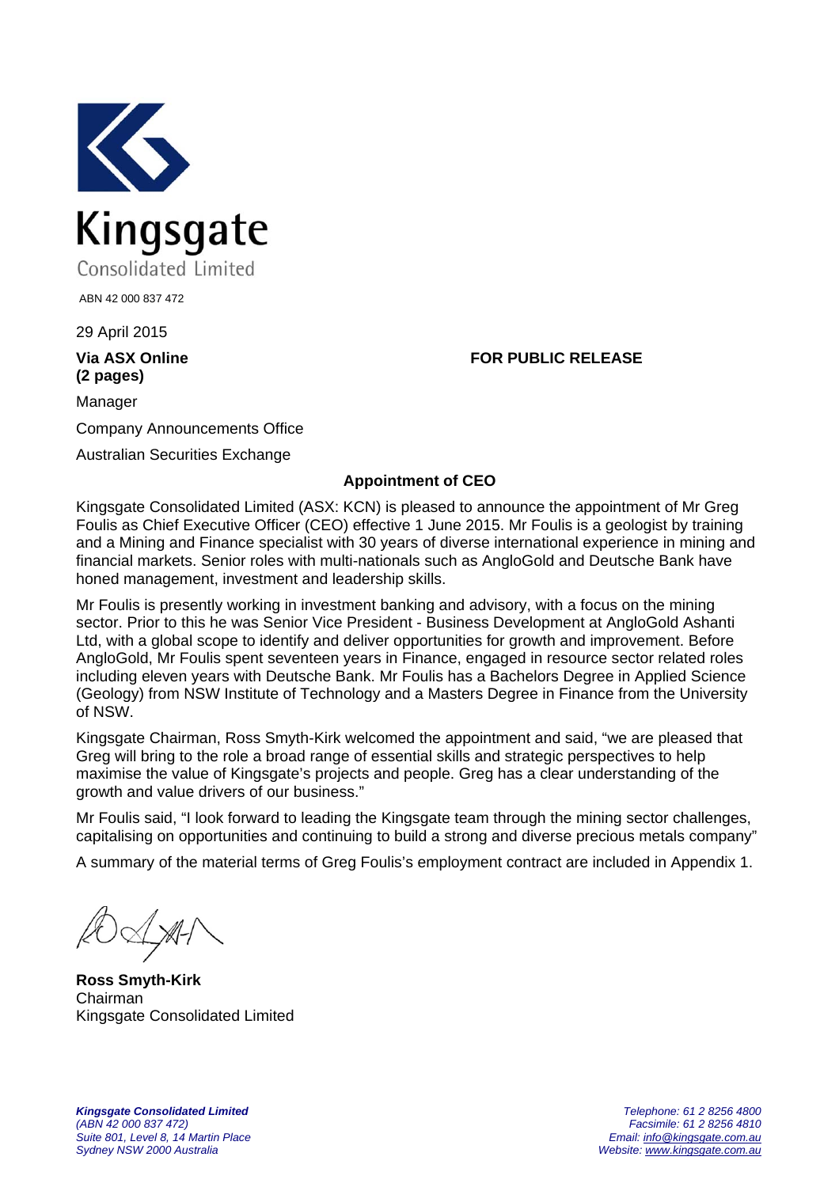Kingsgate

Consolidated Limited

ABN 42 000 837 472

29 April 2015

**Via ASX Online**
**(2 pages)**

**FOR PUBLIC RELEASE**

Manager

Company Announcements Office

Australian Securities Exchange

**Appointment of CEO**

Kingsgate Consolidated Limited (ASX: KCN) is pleased to announce the appointment of Mr Greg Foulis as Chief Executive Officer (CEO) effective 1 June 2015. Mr Foulis is a geologist by training and a Mining and Finance specialist with 30 years of diverse international experience in mining and financial markets. Senior roles with multi-nationals such as AngloGold and Deutsche Bank have honed management, investment and leadership skills.

Mr Foulis is presently working in investment banking and advisory, with a focus on the mining sector. Prior to this he was Senior Vice President - Business Development at AngloGold Ashanti Ltd, with a global scope to identify and deliver opportunities for growth and improvement. Before AngloGold, Mr Foulis spent seventeen years in Finance, engaged in resource sector related roles including eleven years with Deutsche Bank. Mr Foulis has a Bachelors Degree in Applied Science (Geology) from NSW Institute of Technology and a Masters Degree in Finance from the University of NSW.

Kingsgate Chairman, Ross Smyth-Kirk welcomed the appointment and said, "we are pleased that Greg will bring to the role a broad range of essential skills and strategic perspectives to help maximise the value of Kingsgate's projects and people. Greg has a clear understanding of the growth and value drivers of our business."

Mr Foulis said, "I look forward to leading the Kingsgate team through the mining sector challenges, capitalising on opportunities and continuing to build a strong and diverse precious metals company"

A summary of the material terms of Greg Foulis's employment contract are included in Appendix 1.

**Ross Smyth-Kirk**
Chairman
Kingsgate Consolidated Limited

***Kingsgate Consolidated Limited***
*(ABN 42 000 837 472)*
*Suite 801, Level 8, 14 Martin Place*
*Sydney NSW 2000 Australia*

*Telephone: 61 2 8256 4800*
*Facsimile: 61 2 8256 4810*
*Email: info@kingsgate.com.au*
*Website: www.kingsgate.com.au*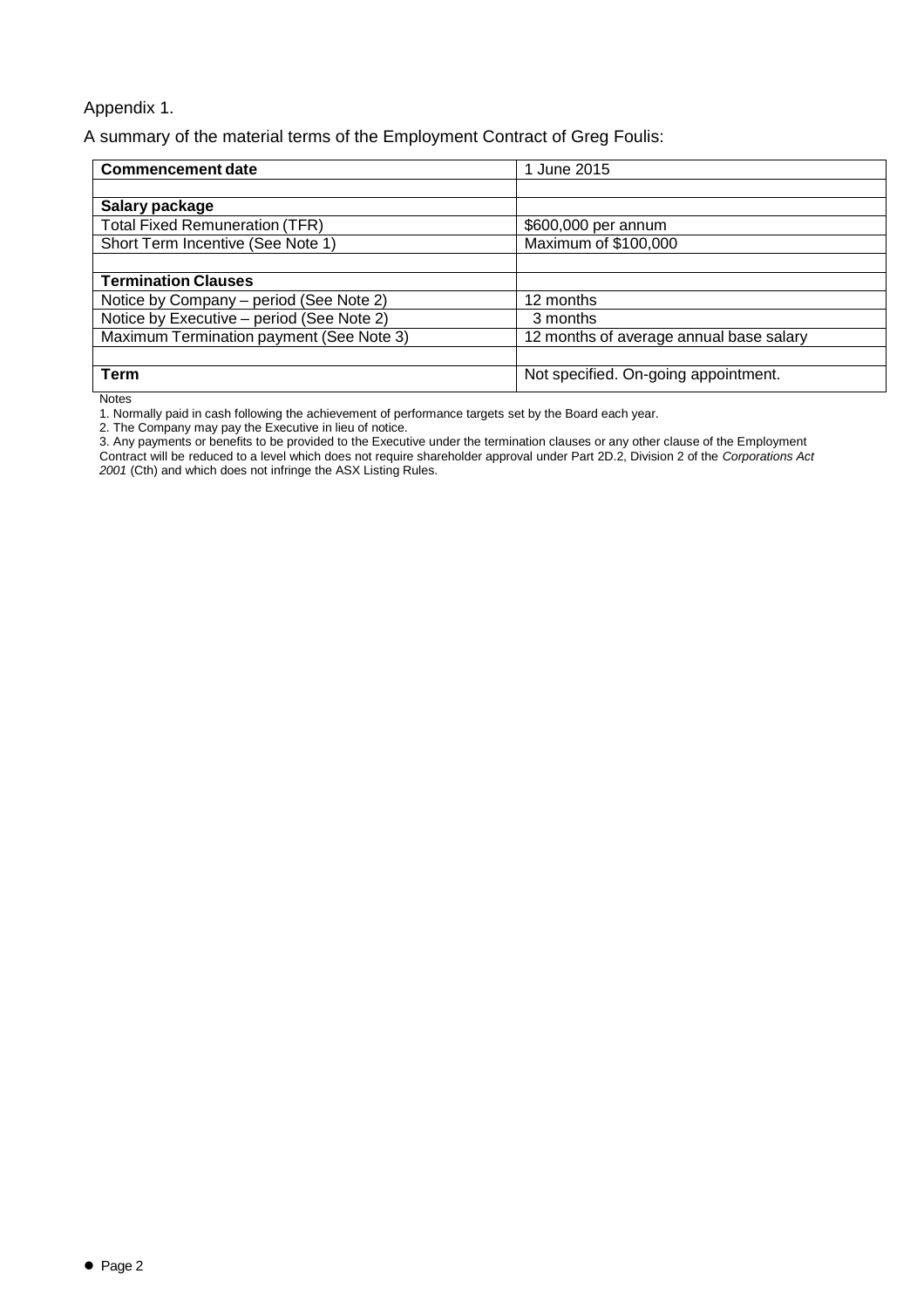Appendix 1.

A summary of the material terms of the Employment Contract of Greg Foulis:

| | |
|---|---|
| **Commencement date** | 1 June 2015 |
| | |
| **Salary package** | |
| Total Fixed Remuneration (TFR) | $600,000 per annum |
| Short Term Incentive (See Note 1) | Maximum of $100,000 |
| | |
| **Termination Clauses** | |
| Notice by Company – period (See Note 2) | 12 months |
| Notice by Executive – period (See Note 2) | 3 months |
| Maximum Termination payment (See Note 3) | 12 months of average annual base salary |
| | |
| **Term** | Not specified. On-going appointment. |

Notes

1. Normally paid in cash following the achievement of performance targets set by the Board each year.
2. The Company may pay the Executive in lieu of notice.
3. Any payments or benefits to be provided to the Executive under the termination clauses or any other clause of the Employment Contract will be reduced to a level which does not require shareholder approval under Part 2D.2, Division 2 of the *Corporations Act 2001* (Cth) and which does not infringe the ASX Listing Rules.